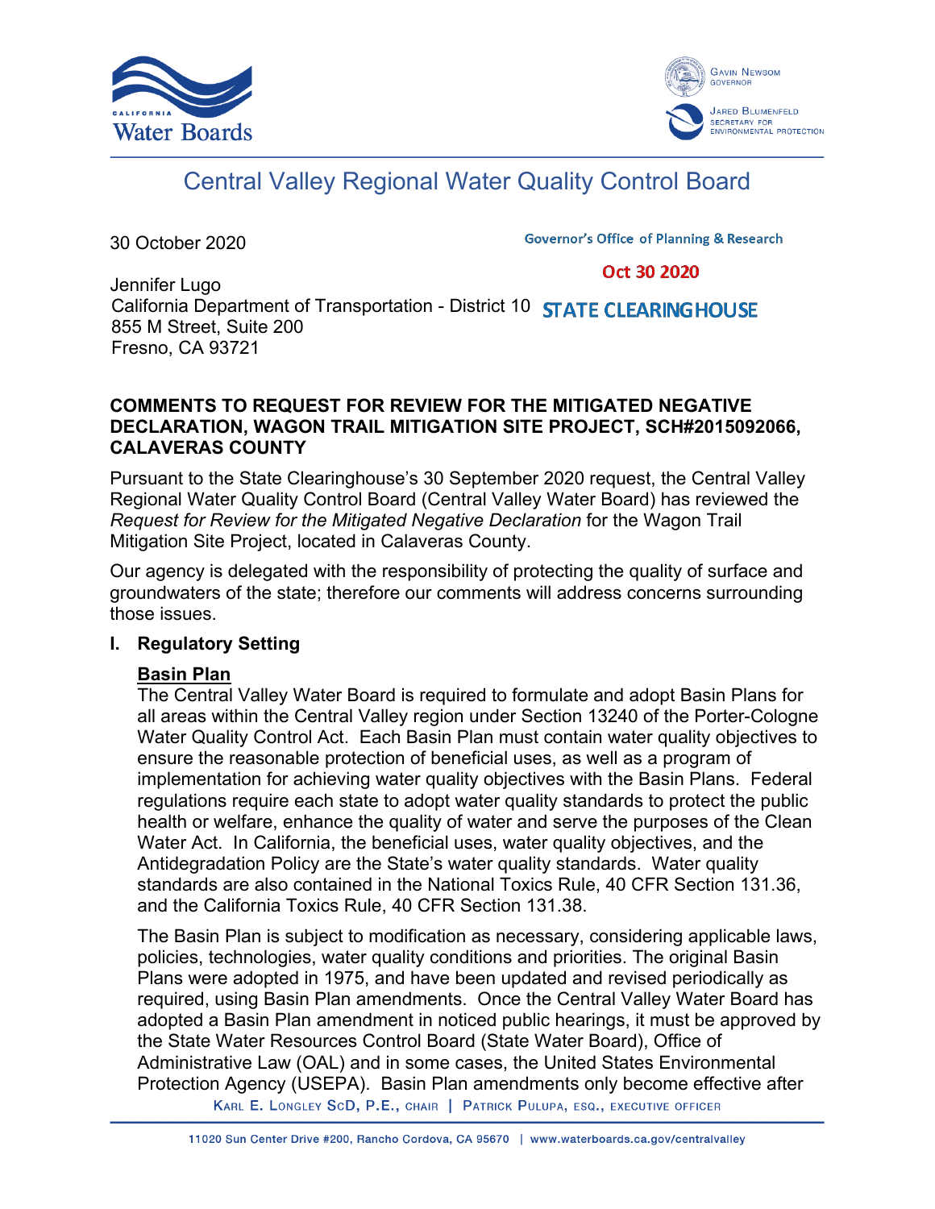# Central Valley Regional Water Quality Control Board

30 October 2020

Governor's Office of Planning & Research

Oct 30 2020

STATE CLEARINGHOUSE

Jennifer Lugo
California Department of Transportation - District 10
855 M Street, Suite 200
Fresno, CA 93721

**COMMENTS TO REQUEST FOR REVIEW FOR THE MITIGATED NEGATIVE DECLARATION, WAGON TRAIL MITIGATION SITE PROJECT, SCH#2015092066, CALAVERAS COUNTY**

Pursuant to the State Clearinghouse's 30 September 2020 request, the Central Valley Regional Water Quality Control Board (Central Valley Water Board) has reviewed the *Request for Review for the Mitigated Negative Declaration* for the Wagon Trail Mitigation Site Project, located in Calaveras County.

Our agency is delegated with the responsibility of protecting the quality of surface and groundwaters of the state; therefore our comments will address concerns surrounding those issues.

## I. Regulatory Setting

### Basin Plan

The Central Valley Water Board is required to formulate and adopt Basin Plans for all areas within the Central Valley region under Section 13240 of the Porter-Cologne Water Quality Control Act. Each Basin Plan must contain water quality objectives to ensure the reasonable protection of beneficial uses, as well as a program of implementation for achieving water quality objectives with the Basin Plans. Federal regulations require each state to adopt water quality standards to protect the public health or welfare, enhance the quality of water and serve the purposes of the Clean Water Act. In California, the beneficial uses, water quality objectives, and the Antidegradation Policy are the State's water quality standards. Water quality standards are also contained in the National Toxics Rule, 40 CFR Section 131.36, and the California Toxics Rule, 40 CFR Section 131.38.

The Basin Plan is subject to modification as necessary, considering applicable laws, policies, technologies, water quality conditions and priorities. The original Basin Plans were adopted in 1975, and have been updated and revised periodically as required, using Basin Plan amendments. Once the Central Valley Water Board has adopted a Basin Plan amendment in noticed public hearings, it must be approved by the State Water Resources Control Board (State Water Board), Office of Administrative Law (OAL) and in some cases, the United States Environmental Protection Agency (USEPA). Basin Plan amendments only become effective after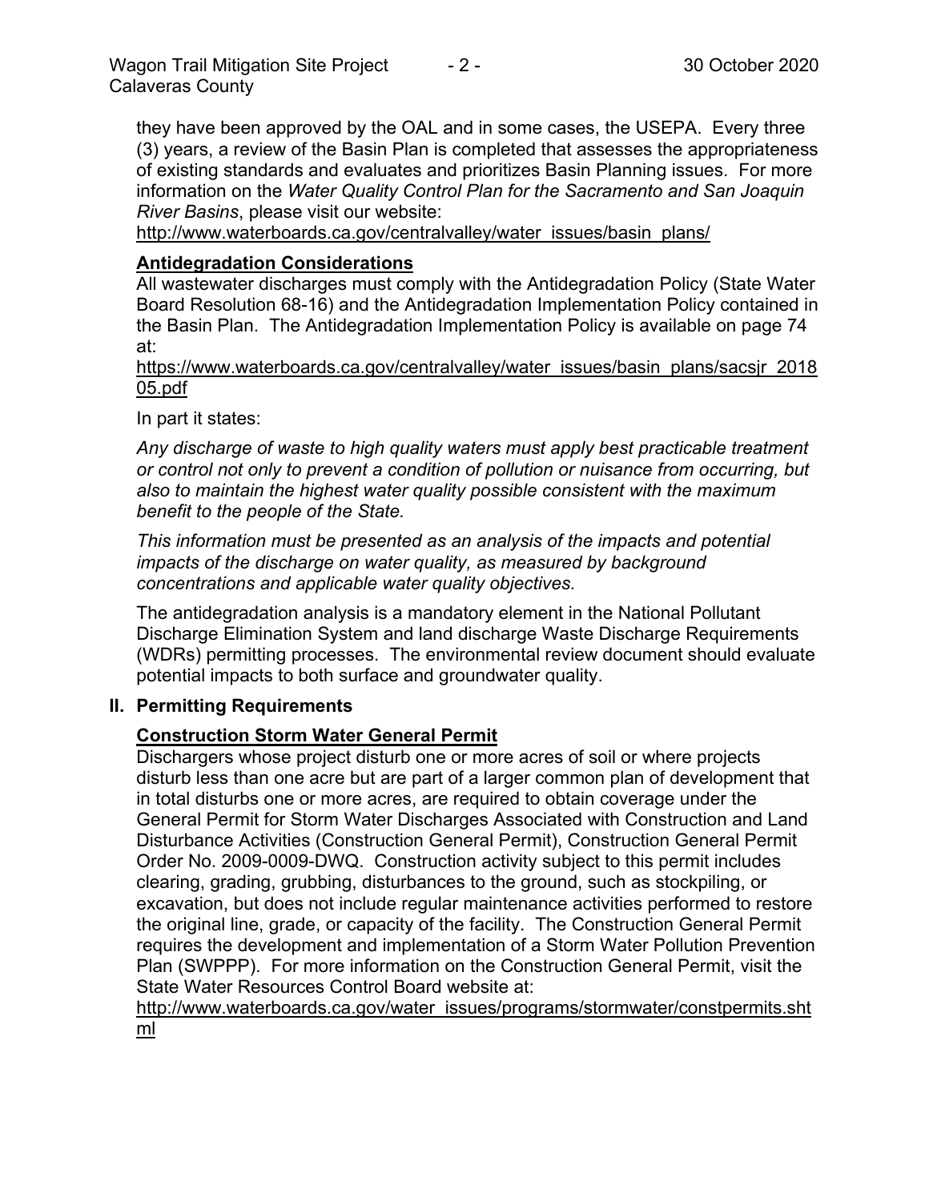they have been approved by the OAL and in some cases, the USEPA. Every three (3) years, a review of the Basin Plan is completed that assesses the appropriateness of existing standards and evaluates and prioritizes Basin Planning issues. For more information on the *Water Quality Control Plan for the Sacramento and San Joaquin River Basins*, please visit our website:
http://www.waterboards.ca.gov/centralvalley/water_issues/basin_plans/

**Antidegradation Considerations**

All wastewater discharges must comply with the Antidegradation Policy (State Water Board Resolution 68-16) and the Antidegradation Implementation Policy contained in the Basin Plan. The Antidegradation Implementation Policy is available on page 74 at:
https://www.waterboards.ca.gov/centralvalley/water_issues/basin_plans/sacsjr_201805.pdf

In part it states:

*Any discharge of waste to high quality waters must apply best practicable treatment or control not only to prevent a condition of pollution or nuisance from occurring, but also to maintain the highest water quality possible consistent with the maximum benefit to the people of the State.*

*This information must be presented as an analysis of the impacts and potential impacts of the discharge on water quality, as measured by background concentrations and applicable water quality objectives.*

The antidegradation analysis is a mandatory element in the National Pollutant Discharge Elimination System and land discharge Waste Discharge Requirements (WDRs) permitting processes. The environmental review document should evaluate potential impacts to both surface and groundwater quality.

## II. Permitting Requirements

**Construction Storm Water General Permit**

Dischargers whose project disturb one or more acres of soil or where projects disturb less than one acre but are part of a larger common plan of development that in total disturbs one or more acres, are required to obtain coverage under the General Permit for Storm Water Discharges Associated with Construction and Land Disturbance Activities (Construction General Permit), Construction General Permit Order No. 2009-0009-DWQ. Construction activity subject to this permit includes clearing, grading, grubbing, disturbances to the ground, such as stockpiling, or excavation, but does not include regular maintenance activities performed to restore the original line, grade, or capacity of the facility. The Construction General Permit requires the development and implementation of a Storm Water Pollution Prevention Plan (SWPPP). For more information on the Construction General Permit, visit the State Water Resources Control Board website at:
http://www.waterboards.ca.gov/water_issues/programs/stormwater/constpermits.shtml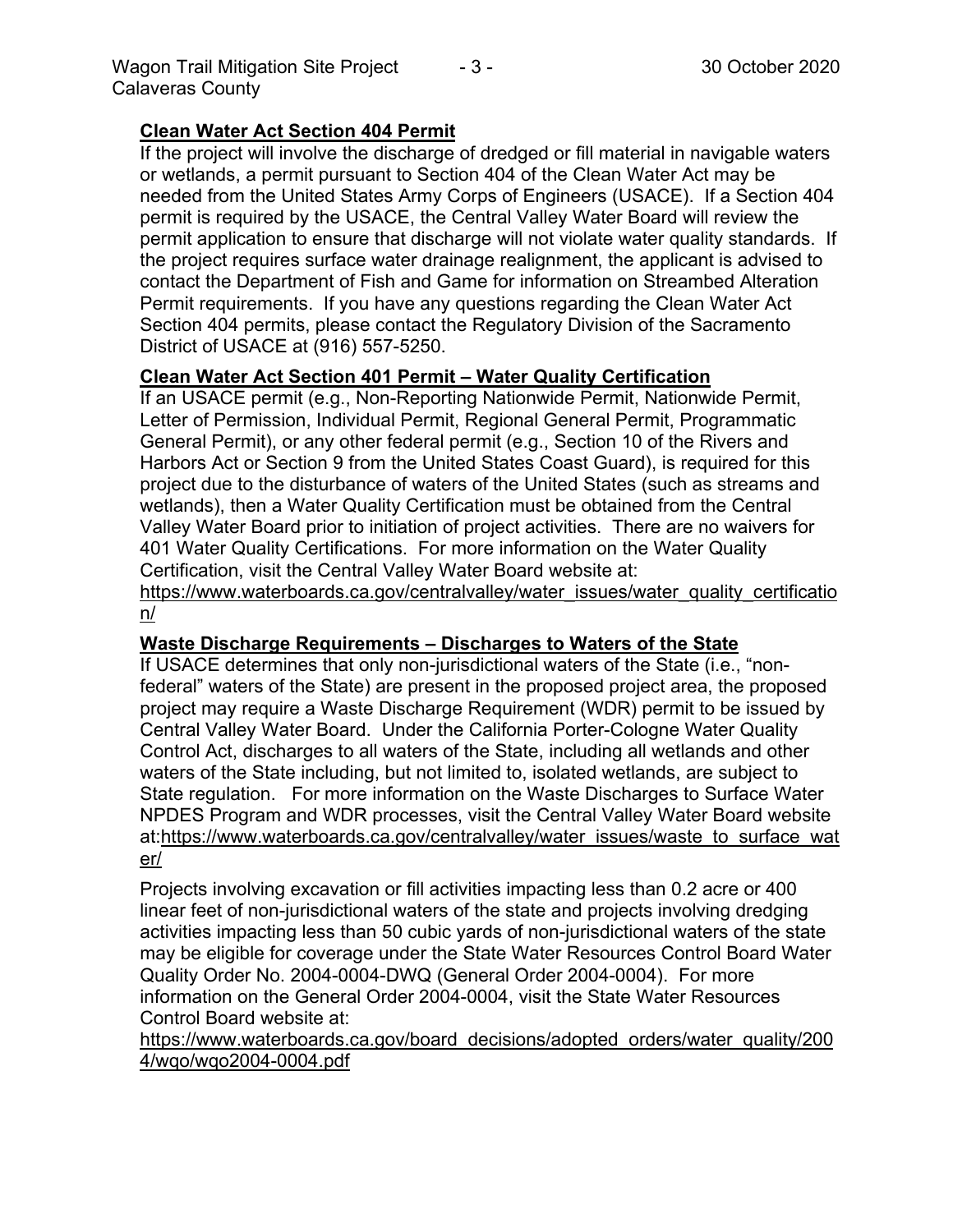**Clean Water Act Section 404 Permit**

If the project will involve the discharge of dredged or fill material in navigable waters or wetlands, a permit pursuant to Section 404 of the Clean Water Act may be needed from the United States Army Corps of Engineers (USACE). If a Section 404 permit is required by the USACE, the Central Valley Water Board will review the permit application to ensure that discharge will not violate water quality standards. If the project requires surface water drainage realignment, the applicant is advised to contact the Department of Fish and Game for information on Streambed Alteration Permit requirements. If you have any questions regarding the Clean Water Act Section 404 permits, please contact the Regulatory Division of the Sacramento District of USACE at (916) 557-5250.

**Clean Water Act Section 401 Permit – Water Quality Certification**

If an USACE permit (e.g., Non-Reporting Nationwide Permit, Nationwide Permit, Letter of Permission, Individual Permit, Regional General Permit, Programmatic General Permit), or any other federal permit (e.g., Section 10 of the Rivers and Harbors Act or Section 9 from the United States Coast Guard), is required for this project due to the disturbance of waters of the United States (such as streams and wetlands), then a Water Quality Certification must be obtained from the Central Valley Water Board prior to initiation of project activities. There are no waivers for 401 Water Quality Certifications. For more information on the Water Quality Certification, visit the Central Valley Water Board website at: https://www.waterboards.ca.gov/centralvalley/water_issues/water_quality_certification/

**Waste Discharge Requirements – Discharges to Waters of the State**

If USACE determines that only non-jurisdictional waters of the State (i.e., "non-federal" waters of the State) are present in the proposed project area, the proposed project may require a Waste Discharge Requirement (WDR) permit to be issued by Central Valley Water Board. Under the California Porter-Cologne Water Quality Control Act, discharges to all waters of the State, including all wetlands and other waters of the State including, but not limited to, isolated wetlands, are subject to State regulation. For more information on the Waste Discharges to Surface Water NPDES Program and WDR processes, visit the Central Valley Water Board website at:https://www.waterboards.ca.gov/centralvalley/water_issues/waste_to_surface_water/

Projects involving excavation or fill activities impacting less than 0.2 acre or 400 linear feet of non-jurisdictional waters of the state and projects involving dredging activities impacting less than 50 cubic yards of non-jurisdictional waters of the state may be eligible for coverage under the State Water Resources Control Board Water Quality Order No. 2004-0004-DWQ (General Order 2004-0004). For more information on the General Order 2004-0004, visit the State Water Resources Control Board website at: https://www.waterboards.ca.gov/board_decisions/adopted_orders/water_quality/2004/wqo/wqo2004-0004.pdf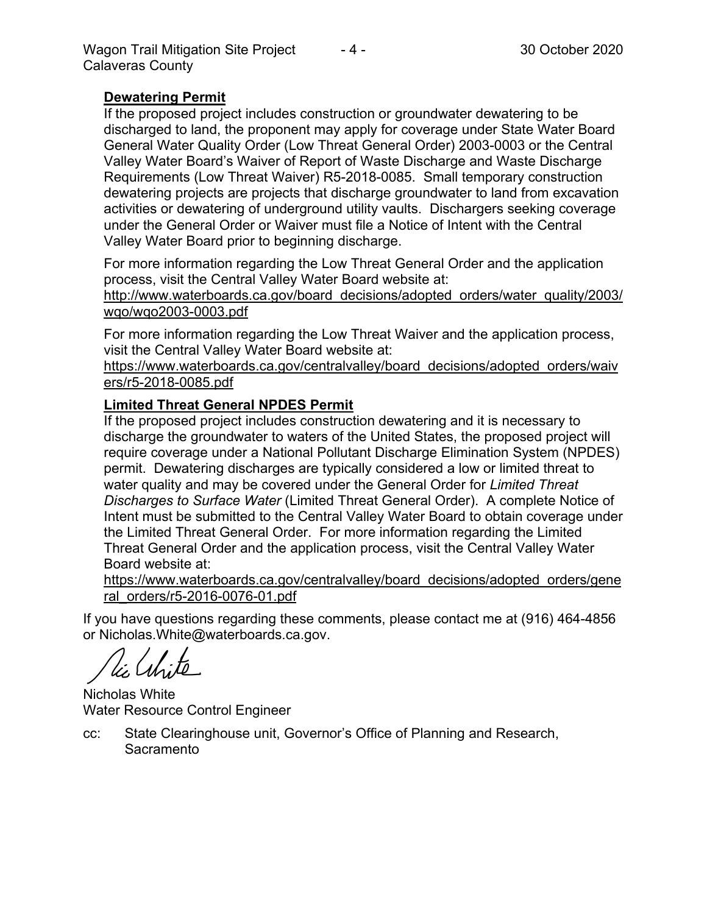**Dewatering Permit**

If the proposed project includes construction or groundwater dewatering to be discharged to land, the proponent may apply for coverage under State Water Board General Water Quality Order (Low Threat General Order) 2003-0003 or the Central Valley Water Board's Waiver of Report of Waste Discharge and Waste Discharge Requirements (Low Threat Waiver) R5-2018-0085. Small temporary construction dewatering projects are projects that discharge groundwater to land from excavation activities or dewatering of underground utility vaults. Dischargers seeking coverage under the General Order or Waiver must file a Notice of Intent with the Central Valley Water Board prior to beginning discharge.

For more information regarding the Low Threat General Order and the application process, visit the Central Valley Water Board website at: http://www.waterboards.ca.gov/board_decisions/adopted_orders/water_quality/2003/wqo/wqo2003-0003.pdf

For more information regarding the Low Threat Waiver and the application process, visit the Central Valley Water Board website at: https://www.waterboards.ca.gov/centralvalley/board_decisions/adopted_orders/waivers/r5-2018-0085.pdf

**Limited Threat General NPDES Permit**

If the proposed project includes construction dewatering and it is necessary to discharge the groundwater to waters of the United States, the proposed project will require coverage under a National Pollutant Discharge Elimination System (NPDES) permit. Dewatering discharges are typically considered a low or limited threat to water quality and may be covered under the General Order for *Limited Threat Discharges to Surface Water* (Limited Threat General Order). A complete Notice of Intent must be submitted to the Central Valley Water Board to obtain coverage under the Limited Threat General Order. For more information regarding the Limited Threat General Order and the application process, visit the Central Valley Water Board website at: https://www.waterboards.ca.gov/centralvalley/board_decisions/adopted_orders/general_orders/r5-2016-0076-01.pdf

If you have questions regarding these comments, please contact me at (916) 464-4856 or Nicholas.White@waterboards.ca.gov.

Nic White

Nicholas White
Water Resource Control Engineer

cc: State Clearinghouse unit, Governor's Office of Planning and Research, Sacramento